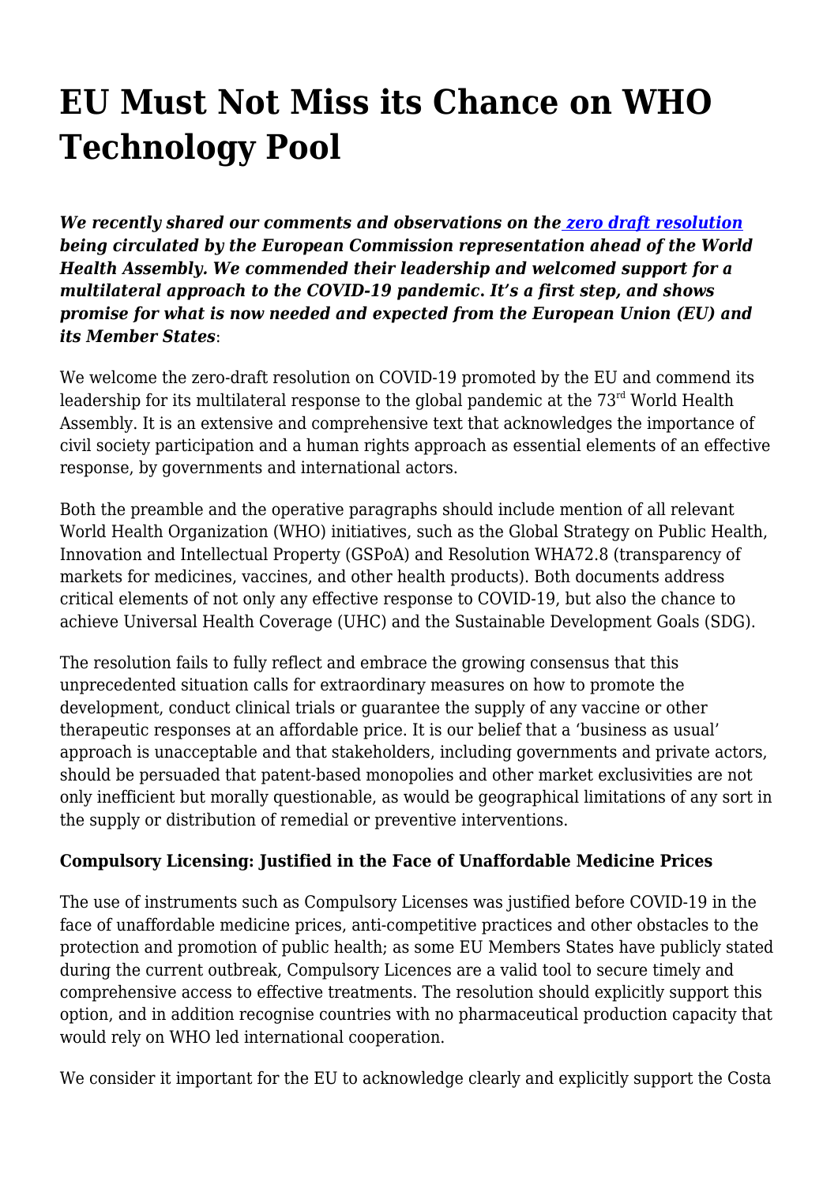# EU Must Not Miss its Chance on WHO Technology Pool

***We recently shared our comments and observations on the [zero draft resolution](#) being circulated by the European Commission representation ahead of the World Health Assembly. We commended their leadership and welcomed support for a multilateral approach to the COVID-19 pandemic. It's a first step, and shows promise for what is now needed and expected from the European Union (EU) and its Member States***:

We welcome the zero-draft resolution on COVID-19 promoted by the EU and commend its leadership for its multilateral response to the global pandemic at the 73rd World Health Assembly. It is an extensive and comprehensive text that acknowledges the importance of civil society participation and a human rights approach as essential elements of an effective response, by governments and international actors.

Both the preamble and the operative paragraphs should include mention of all relevant World Health Organization (WHO) initiatives, such as the Global Strategy on Public Health, Innovation and Intellectual Property (GSPoA) and Resolution WHA72.8 (transparency of markets for medicines, vaccines, and other health products). Both documents address critical elements of not only any effective response to COVID-19, but also the chance to achieve Universal Health Coverage (UHC) and the Sustainable Development Goals (SDG).

The resolution fails to fully reflect and embrace the growing consensus that this unprecedented situation calls for extraordinary measures on how to promote the development, conduct clinical trials or guarantee the supply of any vaccine or other therapeutic responses at an affordable price. It is our belief that a 'business as usual' approach is unacceptable and that stakeholders, including governments and private actors, should be persuaded that patent-based monopolies and other market exclusivities are not only inefficient but morally questionable, as would be geographical limitations of any sort in the supply or distribution of remedial or preventive interventions.

**Compulsory Licensing: Justified in the Face of Unaffordable Medicine Prices**

The use of instruments such as Compulsory Licenses was justified before COVID-19 in the face of unaffordable medicine prices, anti-competitive practices and other obstacles to the protection and promotion of public health; as some EU Members States have publicly stated during the current outbreak, Compulsory Licences are a valid tool to secure timely and comprehensive access to effective treatments. The resolution should explicitly support this option, and in addition recognise countries with no pharmaceutical production capacity that would rely on WHO led international cooperation.

We consider it important for the EU to acknowledge clearly and explicitly support the Costa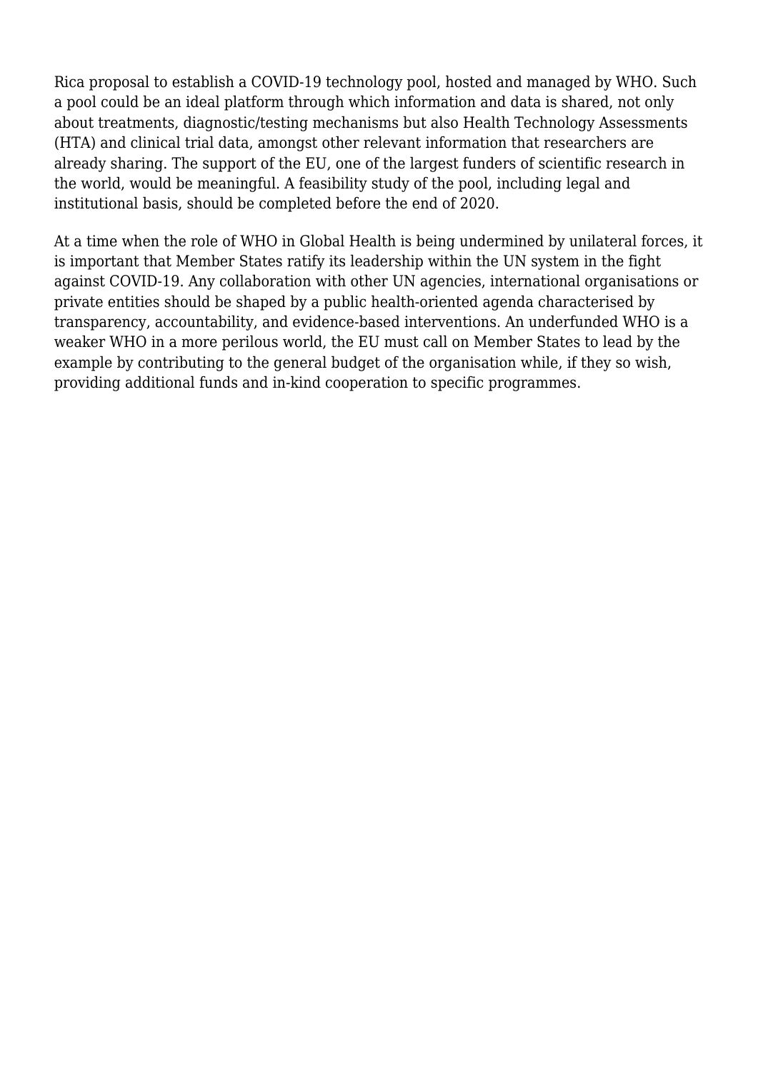Rica proposal to establish a COVID-19 technology pool, hosted and managed by WHO. Such a pool could be an ideal platform through which information and data is shared, not only about treatments, diagnostic/testing mechanisms but also Health Technology Assessments (HTA) and clinical trial data, amongst other relevant information that researchers are already sharing. The support of the EU, one of the largest funders of scientific research in the world, would be meaningful. A feasibility study of the pool, including legal and institutional basis, should be completed before the end of 2020.

At a time when the role of WHO in Global Health is being undermined by unilateral forces, it is important that Member States ratify its leadership within the UN system in the fight against COVID-19. Any collaboration with other UN agencies, international organisations or private entities should be shaped by a public health-oriented agenda characterised by transparency, accountability, and evidence-based interventions. An underfunded WHO is a weaker WHO in a more perilous world, the EU must call on Member States to lead by the example by contributing to the general budget of the organisation while, if they so wish, providing additional funds and in-kind cooperation to specific programmes.